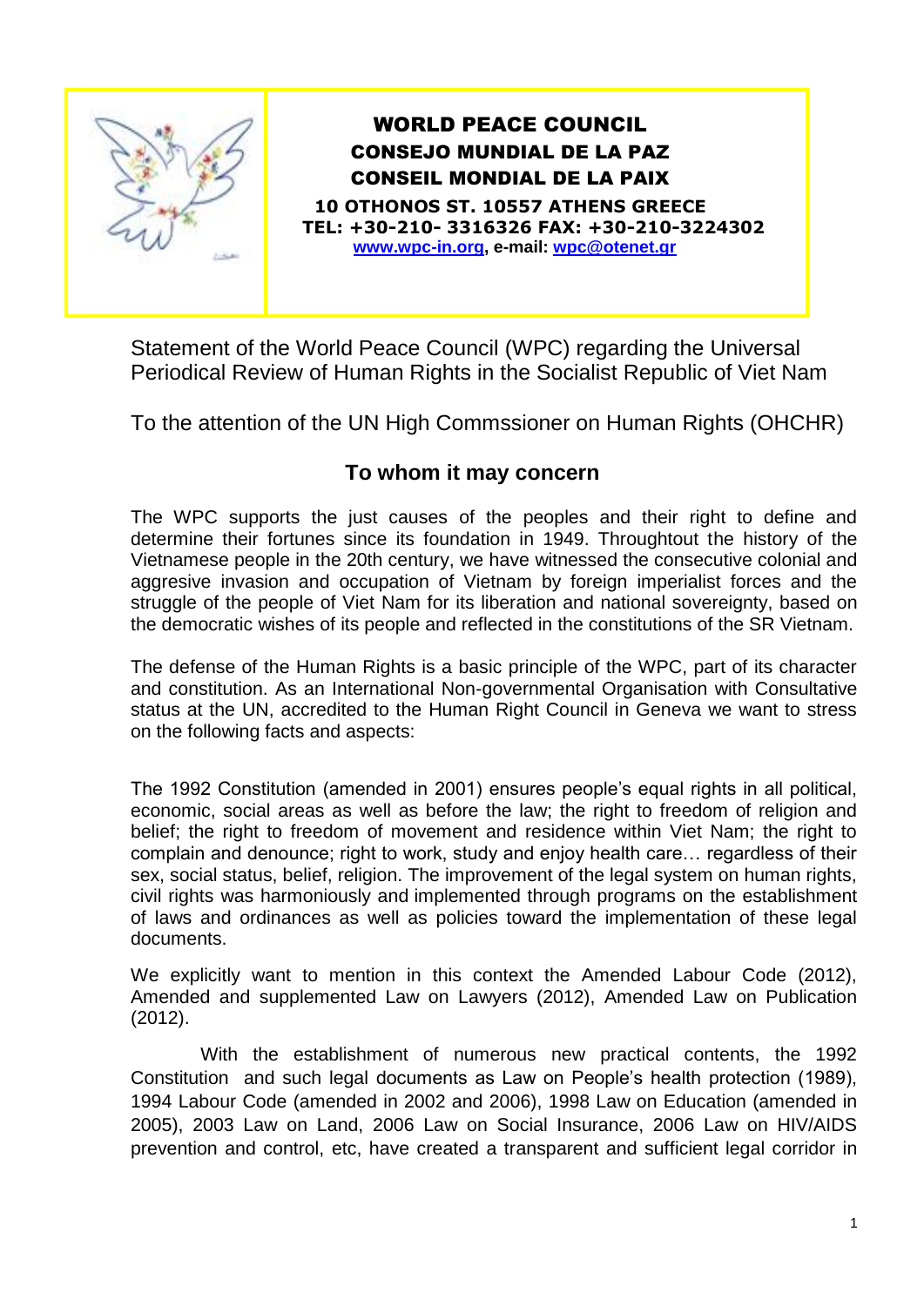**WORLD PEACE COUNCIL**
**CONSEJO MUNDIAL DE LA PAZ**
**CONSEIL MONDIAL DE LA PAIX**

**10 OTHONOS ST. 10557 ATHENS GREECE**
**TEL: +30-210- 3316326 FAX: +30-210-3224302**
**www.wpc-in.org, e-mail: wpc@otenet.gr**

Statement of the World Peace Council (WPC) regarding the Universal Periodical Review of Human Rights in the Socialist Republic of Viet Nam

To the attention of the UN High Commssioner on Human Rights (OHCHR)

## To whom it may concern

The WPC supports the just causes of the peoples and their right to define and determine their fortunes since its foundation in 1949. Throughtout the history of the Vietnamese people in the 20th century, we have witnessed the consecutive colonial and aggresive invasion and occupation of Vietnam by foreign imperialist forces and the struggle of the people of Viet Nam for its liberation and national sovereignty, based on the democratic wishes of its people and reflected in the constitutions of the SR Vietnam.

The defense of the Human Rights is a basic principle of the WPC, part of its character and constitution. As an International Non-governmental Organisation with Consultative status at the UN, accredited to the Human Right Council in Geneva we want to stress on the following facts and aspects:

The 1992 Constitution (amended in 2001) ensures people's equal rights in all political, economic, social areas as well as before the law; the right to freedom of religion and belief; the right to freedom of movement and residence within Viet Nam; the right to complain and denounce; right to work, study and enjoy health care… regardless of their sex, social status, belief, religion. The improvement of the legal system on human rights, civil rights was harmoniously and implemented through programs on the establishment of laws and ordinances as well as policies toward the implementation of these legal documents.

We explicitly want to mention in this context the Amended Labour Code (2012), Amended and supplemented Law on Lawyers (2012), Amended Law on Publication (2012).

With the establishment of numerous new practical contents, the 1992 Constitution and such legal documents as Law on People's health protection (1989), 1994 Labour Code (amended in 2002 and 2006), 1998 Law on Education (amended in 2005), 2003 Law on Land, 2006 Law on Social Insurance, 2006 Law on HIV/AIDS prevention and control, etc, have created a transparent and sufficient legal corridor in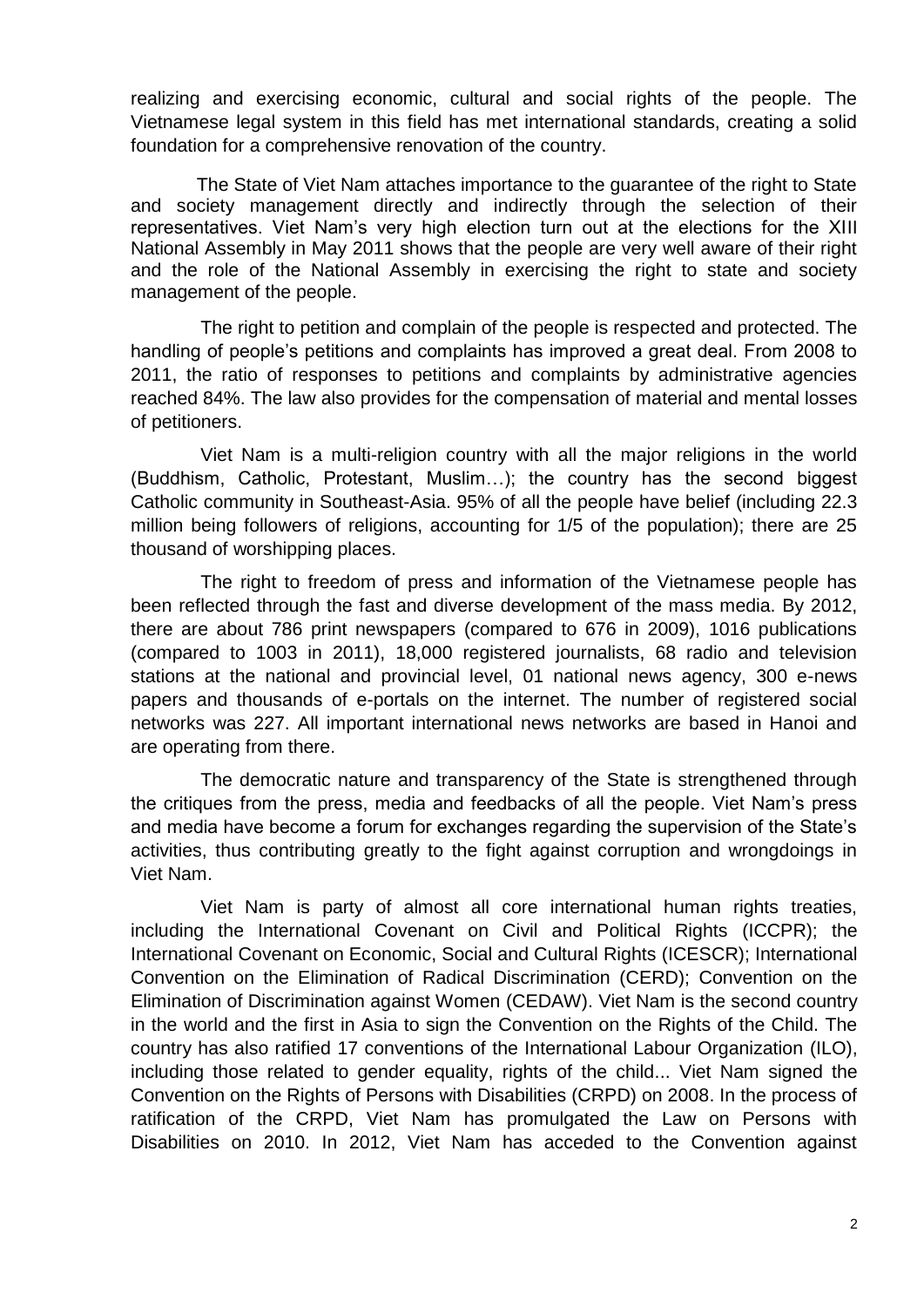realizing and exercising economic, cultural and social rights of the people. The Vietnamese legal system in this field has met international standards, creating a solid foundation for a comprehensive renovation of the country.

The State of Viet Nam attaches importance to the guarantee of the right to State and society management directly and indirectly through the selection of their representatives. Viet Nam's very high election turn out at the elections for the XIII National Assembly in May 2011 shows that the people are very well aware of their right and the role of the National Assembly in exercising the right to state and society management of the people.

The right to petition and complain of the people is respected and protected. The handling of people's petitions and complaints has improved a great deal. From 2008 to 2011, the ratio of responses to petitions and complaints by administrative agencies reached 84%. The law also provides for the compensation of material and mental losses of petitioners.

Viet Nam is a multi-religion country with all the major religions in the world (Buddhism, Catholic, Protestant, Muslim…); the country has the second biggest Catholic community in Southeast-Asia. 95% of all the people have belief (including 22.3 million being followers of religions, accounting for 1/5 of the population); there are 25 thousand of worshipping places.

The right to freedom of press and information of the Vietnamese people has been reflected through the fast and diverse development of the mass media. By 2012, there are about 786 print newspapers (compared to 676 in 2009), 1016 publications (compared to 1003 in 2011), 18,000 registered journalists, 68 radio and television stations at the national and provincial level, 01 national news agency, 300 e-news papers and thousands of e-portals on the internet. The number of registered social networks was 227. All important international news networks are based in Hanoi and are operating from there.

The democratic nature and transparency of the State is strengthened through the critiques from the press, media and feedbacks of all the people. Viet Nam's press and media have become a forum for exchanges regarding the supervision of the State's activities, thus contributing greatly to the fight against corruption and wrongdoings in Viet Nam.

Viet Nam is party of almost all core international human rights treaties, including the International Covenant on Civil and Political Rights (ICCPR); the International Covenant on Economic, Social and Cultural Rights (ICESCR); International Convention on the Elimination of Radical Discrimination (CERD); Convention on the Elimination of Discrimination against Women (CEDAW). Viet Nam is the second country in the world and the first in Asia to sign the Convention on the Rights of the Child. The country has also ratified 17 conventions of the International Labour Organization (ILO), including those related to gender equality, rights of the child... Viet Nam signed the Convention on the Rights of Persons with Disabilities (CRPD) on 2008. In the process of ratification of the CRPD, Viet Nam has promulgated the Law on Persons with Disabilities on 2010. In 2012, Viet Nam has acceded to the Convention against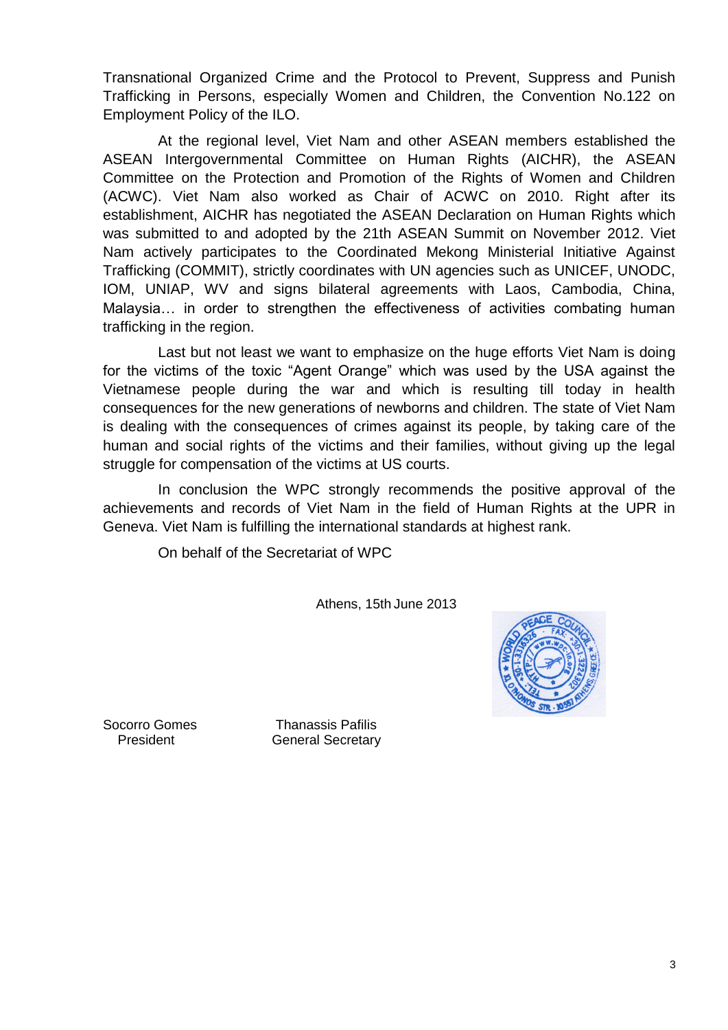Transnational Organized Crime and the Protocol to Prevent, Suppress and Punish Trafficking in Persons, especially Women and Children, the Convention No.122 on Employment Policy of the ILO.

At the regional level, Viet Nam and other ASEAN members established the ASEAN Intergovernmental Committee on Human Rights (AICHR), the ASEAN Committee on the Protection and Promotion of the Rights of Women and Children (ACWC). Viet Nam also worked as Chair of ACWC on 2010. Right after its establishment, AICHR has negotiated the ASEAN Declaration on Human Rights which was submitted to and adopted by the 21th ASEAN Summit on November 2012. Viet Nam actively participates to the Coordinated Mekong Ministerial Initiative Against Trafficking (COMMIT), strictly coordinates with UN agencies such as UNICEF, UNODC, IOM, UNIAP, WV and signs bilateral agreements with Laos, Cambodia, China, Malaysia… in order to strengthen the effectiveness of activities combating human trafficking in the region.

Last but not least we want to emphasize on the huge efforts Viet Nam is doing for the victims of the toxic "Agent Orange" which was used by the USA against the Vietnamese people during the war and which is resulting till today in health consequences for the new generations of newborns and children. The state of Viet Nam is dealing with the consequences of crimes against its people, by taking care of the human and social rights of the victims and their families, without giving up the legal struggle for compensation of the victims at US courts.

In conclusion the WPC strongly recommends the positive approval of the achievements and records of Viet Nam in the field of Human Rights at the UPR in Geneva. Viet Nam is fulfilling the international standards at highest rank.

On behalf of the Secretariat of WPC

Athens, 15th June 2013

Socorro Gomes
President

Thanassis Pafilis
General Secretary